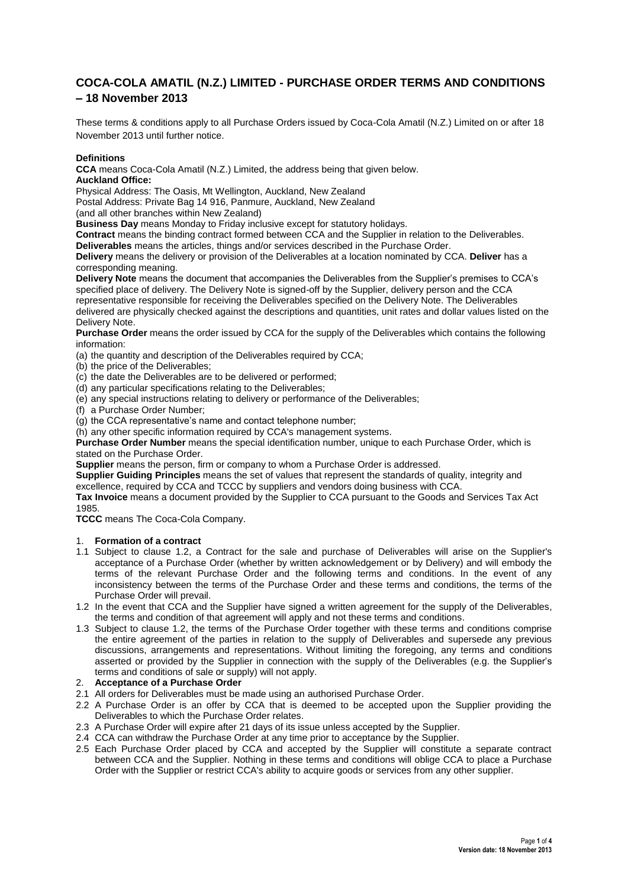# COCA-COLA AMATIL (N.Z.) LIMITED - PURCHASE ORDER TERMS AND CONDITIONS – 18 November 2013

These terms & conditions apply to all Purchase Orders issued by Coca-Cola Amatil (N.Z.) Limited on or after 18 November 2013 until further notice.

**Definitions**

**CCA** means Coca-Cola Amatil (N.Z.) Limited, the address being that given below.

**Auckland Office:**

Physical Address: The Oasis, Mt Wellington, Auckland, New Zealand

Postal Address: Private Bag 14 916, Panmure, Auckland, New Zealand

(and all other branches within New Zealand)

**Business Day** means Monday to Friday inclusive except for statutory holidays.

**Contract** means the binding contract formed between CCA and the Supplier in relation to the Deliverables.

**Deliverables** means the articles, things and/or services described in the Purchase Order.

**Delivery** means the delivery or provision of the Deliverables at a location nominated by CCA. **Deliver** has a corresponding meaning.

**Delivery Note** means the document that accompanies the Deliverables from the Supplier's premises to CCA's specified place of delivery. The Delivery Note is signed-off by the Supplier, delivery person and the CCA representative responsible for receiving the Deliverables specified on the Delivery Note. The Deliverables delivered are physically checked against the descriptions and quantities, unit rates and dollar values listed on the Delivery Note.

**Purchase Order** means the order issued by CCA for the supply of the Deliverables which contains the following information:

(a) the quantity and description of the Deliverables required by CCA;
(b) the price of the Deliverables;
(c) the date the Deliverables are to be delivered or performed;
(d) any particular specifications relating to the Deliverables;
(e) any special instructions relating to delivery or performance of the Deliverables;
(f) a Purchase Order Number;
(g) the CCA representative's name and contact telephone number;
(h) any other specific information required by CCA's management systems.

**Purchase Order Number** means the special identification number, unique to each Purchase Order, which is stated on the Purchase Order.

**Supplier** means the person, firm or company to whom a Purchase Order is addressed.

**Supplier Guiding Principles** means the set of values that represent the standards of quality, integrity and excellence, required by CCA and TCCC by suppliers and vendors doing business with CCA.

**Tax Invoice** means a document provided by the Supplier to CCA pursuant to the Goods and Services Tax Act 1985.

**TCCC** means The Coca-Cola Company.

1. **Formation of a contract**

1.1 Subject to clause 1.2, a Contract for the sale and purchase of Deliverables will arise on the Supplier's acceptance of a Purchase Order (whether by written acknowledgement or by Delivery) and will embody the terms of the relevant Purchase Order and the following terms and conditions. In the event of any inconsistency between the terms of the Purchase Order and these terms and conditions, the terms of the Purchase Order will prevail.

1.2 In the event that CCA and the Supplier have signed a written agreement for the supply of the Deliverables, the terms and condition of that agreement will apply and not these terms and conditions.

1.3 Subject to clause 1.2, the terms of the Purchase Order together with these terms and conditions comprise the entire agreement of the parties in relation to the supply of Deliverables and supersede any previous discussions, arrangements and representations. Without limiting the foregoing, any terms and conditions asserted or provided by the Supplier in connection with the supply of the Deliverables (e.g. the Supplier's terms and conditions of sale or supply) will not apply.

2. **Acceptance of a Purchase Order**

2.1 All orders for Deliverables must be made using an authorised Purchase Order.

2.2 A Purchase Order is an offer by CCA that is deemed to be accepted upon the Supplier providing the Deliverables to which the Purchase Order relates.

2.3 A Purchase Order will expire after 21 days of its issue unless accepted by the Supplier.

2.4 CCA can withdraw the Purchase Order at any time prior to acceptance by the Supplier.

2.5 Each Purchase Order placed by CCA and accepted by the Supplier will constitute a separate contract between CCA and the Supplier. Nothing in these terms and conditions will oblige CCA to place a Purchase Order with the Supplier or restrict CCA's ability to acquire goods or services from any other supplier.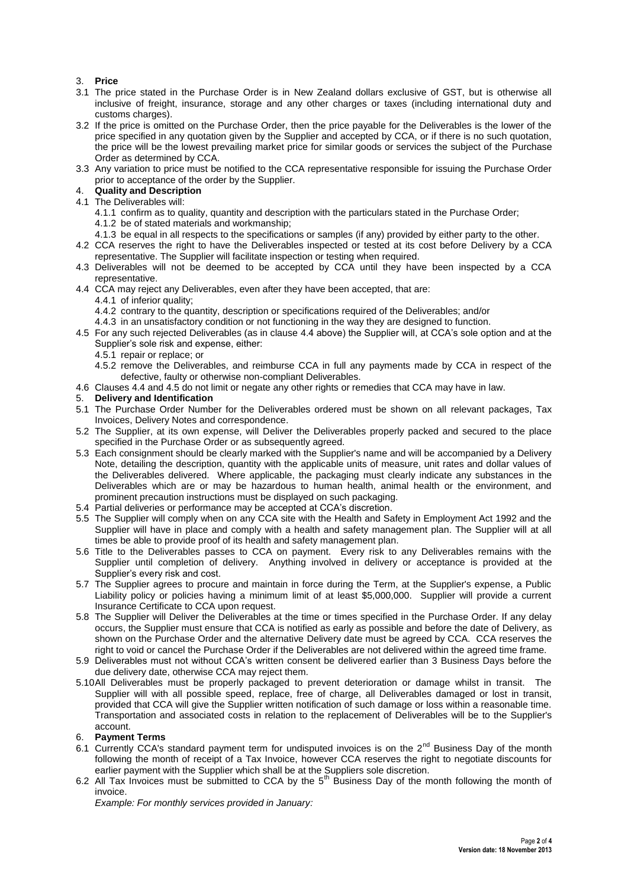## 3. **Price**

3.1 The price stated in the Purchase Order is in New Zealand dollars exclusive of GST, but is otherwise all inclusive of freight, insurance, storage and any other charges or taxes (including international duty and customs charges).

3.2 If the price is omitted on the Purchase Order, then the price payable for the Deliverables is the lower of the price specified in any quotation given by the Supplier and accepted by CCA, or if there is no such quotation, the price will be the lowest prevailing market price for similar goods or services the subject of the Purchase Order as determined by CCA.

3.3 Any variation to price must be notified to the CCA representative responsible for issuing the Purchase Order prior to acceptance of the order by the Supplier.

## 4. **Quality and Description**

4.1 The Deliverables will:

- 4.1.1 confirm as to quality, quantity and description with the particulars stated in the Purchase Order;
- 4.1.2 be of stated materials and workmanship;
- 4.1.3 be equal in all respects to the specifications or samples (if any) provided by either party to the other.

4.2 CCA reserves the right to have the Deliverables inspected or tested at its cost before Delivery by a CCA representative. The Supplier will facilitate inspection or testing when required.

4.3 Deliverables will not be deemed to be accepted by CCA until they have been inspected by a CCA representative.

4.4 CCA may reject any Deliverables, even after they have been accepted, that are:

- 4.4.1 of inferior quality;
- 4.4.2 contrary to the quantity, description or specifications required of the Deliverables; and/or
- 4.4.3 in an unsatisfactory condition or not functioning in the way they are designed to function.

4.5 For any such rejected Deliverables (as in clause 4.4 above) the Supplier will, at CCA's sole option and at the Supplier's sole risk and expense, either:

- 4.5.1 repair or replace; or
- 4.5.2 remove the Deliverables, and reimburse CCA in full any payments made by CCA in respect of the defective, faulty or otherwise non-compliant Deliverables.

4.6 Clauses 4.4 and 4.5 do not limit or negate any other rights or remedies that CCA may have in law.

## 5. **Delivery and Identification**

5.1 The Purchase Order Number for the Deliverables ordered must be shown on all relevant packages, Tax Invoices, Delivery Notes and correspondence.

5.2 The Supplier, at its own expense, will Deliver the Deliverables properly packed and secured to the place specified in the Purchase Order or as subsequently agreed.

5.3 Each consignment should be clearly marked with the Supplier's name and will be accompanied by a Delivery Note, detailing the description, quantity with the applicable units of measure, unit rates and dollar values of the Deliverables delivered. Where applicable, the packaging must clearly indicate any substances in the Deliverables which are or may be hazardous to human health, animal health or the environment, and prominent precaution instructions must be displayed on such packaging.

5.4 Partial deliveries or performance may be accepted at CCA's discretion.

5.5 The Supplier will comply when on any CCA site with the Health and Safety in Employment Act 1992 and the Supplier will have in place and comply with a health and safety management plan. The Supplier will at all times be able to provide proof of its health and safety management plan.

5.6 Title to the Deliverables passes to CCA on payment. Every risk to any Deliverables remains with the Supplier until completion of delivery. Anything involved in delivery or acceptance is provided at the Supplier's every risk and cost.

5.7 The Supplier agrees to procure and maintain in force during the Term, at the Supplier's expense, a Public Liability policy or policies having a minimum limit of at least $5,000,000. Supplier will provide a current Insurance Certificate to CCA upon request.

5.8 The Supplier will Deliver the Deliverables at the time or times specified in the Purchase Order. If any delay occurs, the Supplier must ensure that CCA is notified as early as possible and before the date of Delivery, as shown on the Purchase Order and the alternative Delivery date must be agreed by CCA. CCA reserves the right to void or cancel the Purchase Order if the Deliverables are not delivered within the agreed time frame.

5.9 Deliverables must not without CCA's written consent be delivered earlier than 3 Business Days before the due delivery date, otherwise CCA may reject them.

5.10 All Deliverables must be properly packaged to prevent deterioration or damage whilst in transit. The Supplier will with all possible speed, replace, free of charge, all Deliverables damaged or lost in transit, provided that CCA will give the Supplier written notification of such damage or loss within a reasonable time. Transportation and associated costs in relation to the replacement of Deliverables will be to the Supplier's account.

## 6. **Payment Terms**

6.1 Currently CCA's standard payment term for undisputed invoices is on the 2nd Business Day of the month following the month of receipt of a Tax Invoice, however CCA reserves the right to negotiate discounts for earlier payment with the Supplier which shall be at the Suppliers sole discretion.

6.2 All Tax Invoices must be submitted to CCA by the 5th Business Day of the month following the month of invoice.

*Example: For monthly services provided in January:*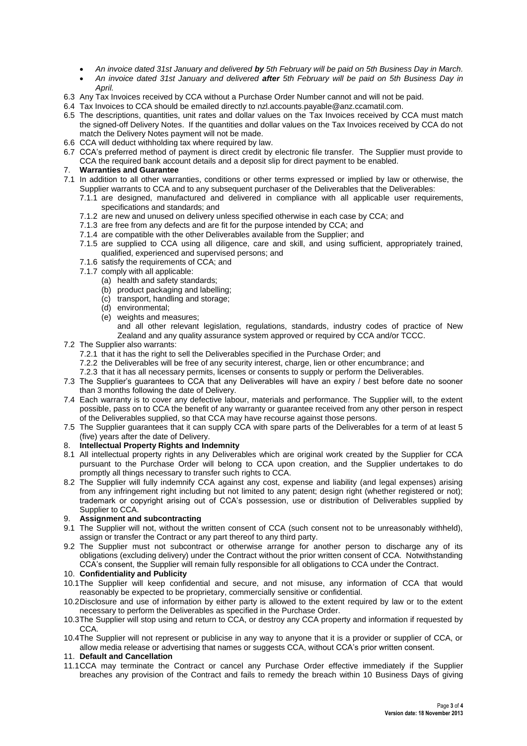- *An invoice dated 31st January and delivered* ***by*** *5th February will be paid on 5th Business Day in March.*
- *An invoice dated 31st January and delivered* ***after*** *5th February will be paid on 5th Business Day in April.*

6.3 Any Tax Invoices received by CCA without a Purchase Order Number cannot and will not be paid.

6.4 Tax Invoices to CCA should be emailed directly to nzl.accounts.payable@anz.ccamatil.com.

6.5 The descriptions, quantities, unit rates and dollar values on the Tax Invoices received by CCA must match the signed-off Delivery Notes. If the quantities and dollar values on the Tax Invoices received by CCA do not match the Delivery Notes payment will not be made.

6.6 CCA will deduct withholding tax where required by law.

6.7 CCA's preferred method of payment is direct credit by electronic file transfer. The Supplier must provide to CCA the required bank account details and a deposit slip for direct payment to be enabled.

7. **Warranties and Guarantee**

7.1 In addition to all other warranties, conditions or other terms expressed or implied by law or otherwise, the Supplier warrants to CCA and to any subsequent purchaser of the Deliverables that the Deliverables:

7.1.1 are designed, manufactured and delivered in compliance with all applicable user requirements, specifications and standards; and

7.1.2 are new and unused on delivery unless specified otherwise in each case by CCA; and

7.1.3 are free from any defects and are fit for the purpose intended by CCA; and

7.1.4 are compatible with the other Deliverables available from the Supplier; and

7.1.5 are supplied to CCA using all diligence, care and skill, and using sufficient, appropriately trained, qualified, experienced and supervised persons; and

7.1.6 satisfy the requirements of CCA; and

7.1.7 comply with all applicable:

(a) health and safety standards;

(b) product packaging and labelling;

(c) transport, handling and storage;

(d) environmental;

(e) weights and measures;

and all other relevant legislation, regulations, standards, industry codes of practice of New Zealand and any quality assurance system approved or required by CCA and/or TCCC.

7.2 The Supplier also warrants:

7.2.1 that it has the right to sell the Deliverables specified in the Purchase Order; and

7.2.2 the Deliverables will be free of any security interest, charge, lien or other encumbrance; and

7.2.3 that it has all necessary permits, licenses or consents to supply or perform the Deliverables.

7.3 The Supplier's guarantees to CCA that any Deliverables will have an expiry / best before date no sooner than 3 months following the date of Delivery.

7.4 Each warranty is to cover any defective labour, materials and performance. The Supplier will, to the extent possible, pass on to CCA the benefit of any warranty or guarantee received from any other person in respect of the Deliverables supplied, so that CCA may have recourse against those persons.

7.5 The Supplier guarantees that it can supply CCA with spare parts of the Deliverables for a term of at least 5 (five) years after the date of Delivery.

8. **Intellectual Property Rights and Indemnity**

8.1 All intellectual property rights in any Deliverables which are original work created by the Supplier for CCA pursuant to the Purchase Order will belong to CCA upon creation, and the Supplier undertakes to do promptly all things necessary to transfer such rights to CCA.

8.2 The Supplier will fully indemnify CCA against any cost, expense and liability (and legal expenses) arising from any infringement right including but not limited to any patent; design right (whether registered or not); trademark or copyright arising out of CCA's possession, use or distribution of Deliverables supplied by Supplier to CCA.

9. **Assignment and subcontracting**

9.1 The Supplier will not, without the written consent of CCA (such consent not to be unreasonably withheld), assign or transfer the Contract or any part thereof to any third party.

9.2 The Supplier must not subcontract or otherwise arrange for another person to discharge any of its obligations (excluding delivery) under the Contract without the prior written consent of CCA. Notwithstanding CCA's consent, the Supplier will remain fully responsible for all obligations to CCA under the Contract.

10. **Confidentiality and Publicity**

10.1 The Supplier will keep confidential and secure, and not misuse, any information of CCA that would reasonably be expected to be proprietary, commercially sensitive or confidential.

10.2 Disclosure and use of information by either party is allowed to the extent required by law or to the extent necessary to perform the Deliverables as specified in the Purchase Order.

10.3 The Supplier will stop using and return to CCA, or destroy any CCA property and information if requested by CCA.

10.4 The Supplier will not represent or publicise in any way to anyone that it is a provider or supplier of CCA, or allow media release or advertising that names or suggests CCA, without CCA's prior written consent.

11. **Default and Cancellation**

11.1 CCA may terminate the Contract or cancel any Purchase Order effective immediately if the Supplier breaches any provision of the Contract and fails to remedy the breach within 10 Business Days of giving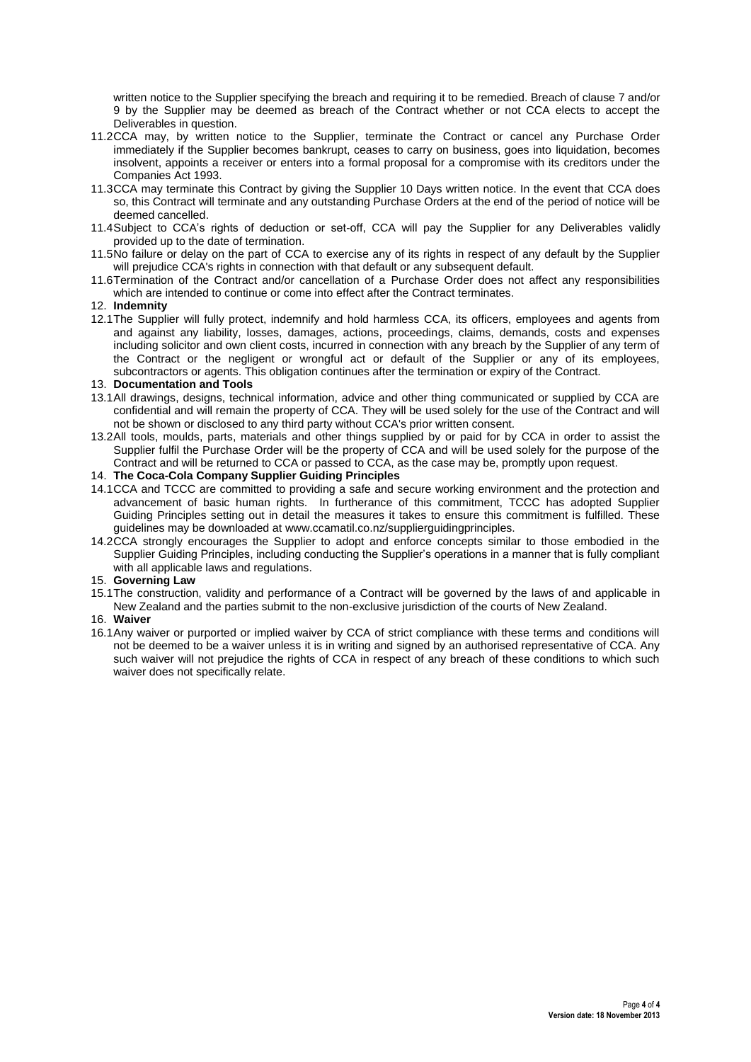written notice to the Supplier specifying the breach and requiring it to be remedied. Breach of clause 7 and/or 9 by the Supplier may be deemed as breach of the Contract whether or not CCA elects to accept the Deliverables in question.

11.2 CCA may, by written notice to the Supplier, terminate the Contract or cancel any Purchase Order immediately if the Supplier becomes bankrupt, ceases to carry on business, goes into liquidation, becomes insolvent, appoints a receiver or enters into a formal proposal for a compromise with its creditors under the Companies Act 1993.

11.3 CCA may terminate this Contract by giving the Supplier 10 Days written notice. In the event that CCA does so, this Contract will terminate and any outstanding Purchase Orders at the end of the period of notice will be deemed cancelled.

11.4 Subject to CCA's rights of deduction or set-off, CCA will pay the Supplier for any Deliverables validly provided up to the date of termination.

11.5 No failure or delay on the part of CCA to exercise any of its rights in respect of any default by the Supplier will prejudice CCA's rights in connection with that default or any subsequent default.

11.6 Termination of the Contract and/or cancellation of a Purchase Order does not affect any responsibilities which are intended to continue or come into effect after the Contract terminates.

## 12. Indemnity

12.1 The Supplier will fully protect, indemnify and hold harmless CCA, its officers, employees and agents from and against any liability, losses, damages, actions, proceedings, claims, demands, costs and expenses including solicitor and own client costs, incurred in connection with any breach by the Supplier of any term of the Contract or the negligent or wrongful act or default of the Supplier or any of its employees, subcontractors or agents. This obligation continues after the termination or expiry of the Contract.

## 13. Documentation and Tools

13.1 All drawings, designs, technical information, advice and other thing communicated or supplied by CCA are confidential and will remain the property of CCA. They will be used solely for the use of the Contract and will not be shown or disclosed to any third party without CCA's prior written consent.

13.2 All tools, moulds, parts, materials and other things supplied by or paid for by CCA in order to assist the Supplier fulfil the Purchase Order will be the property of CCA and will be used solely for the purpose of the Contract and will be returned to CCA or passed to CCA, as the case may be, promptly upon request.

## 14. The Coca-Cola Company Supplier Guiding Principles

14.1 CCA and TCCC are committed to providing a safe and secure working environment and the protection and advancement of basic human rights. In furtherance of this commitment, TCCC has adopted Supplier Guiding Principles setting out in detail the measures it takes to ensure this commitment is fulfilled. These guidelines may be downloaded at www.ccamatil.co.nz/supplierguidingprinciples.

14.2 CCA strongly encourages the Supplier to adopt and enforce concepts similar to those embodied in the Supplier Guiding Principles, including conducting the Supplier's operations in a manner that is fully compliant with all applicable laws and regulations.

## 15. Governing Law

15.1 The construction, validity and performance of a Contract will be governed by the laws of and applicable in New Zealand and the parties submit to the non-exclusive jurisdiction of the courts of New Zealand.

## 16. Waiver

16.1 Any waiver or purported or implied waiver by CCA of strict compliance with these terms and conditions will not be deemed to be a waiver unless it is in writing and signed by an authorised representative of CCA. Any such waiver will not prejudice the rights of CCA in respect of any breach of these conditions to which such waiver does not specifically relate.

**Version date: 18 November 2013**